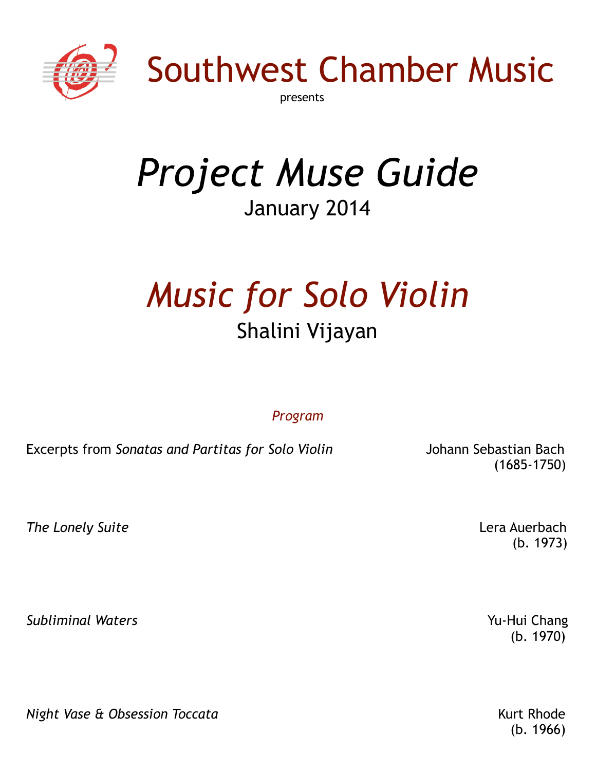# Southwest Chamber Music

presents

# *Project Muse Guide*

January 2014

## *Music for Solo Violin*

Shalini Vijayan

### *Program*

Excerpts from *Sonatas and Partitas for Solo Violin* — Johann Sebastian Bach (1685-1750)

*The Lonely Suite* — Lera Auerbach (b. 1973)

*Subliminal Waters* — Yu-Hui Chang (b. 1970)

*Night Vase & Obsession Toccata* — Kurt Rhode (b. 1966)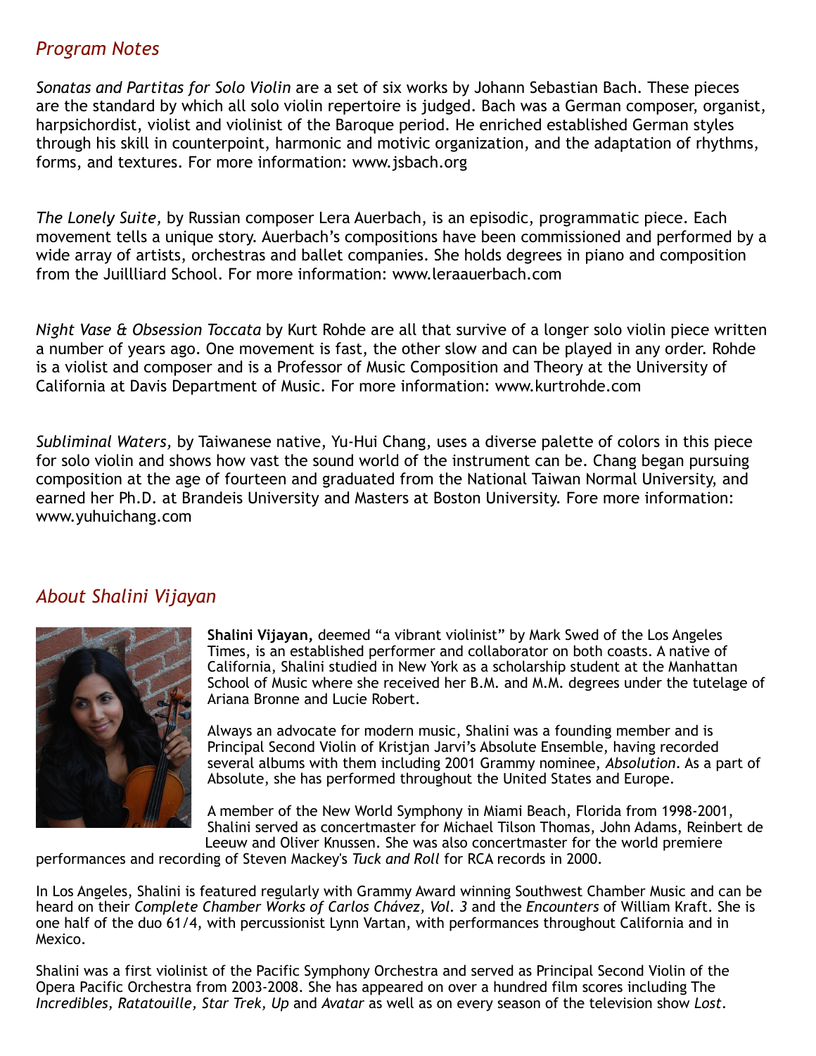## *Program Notes*

*Sonatas and Partitas for Solo Violin* are a set of six works by Johann Sebastian Bach. These pieces are the standard by which all solo violin repertoire is judged. Bach was a German composer, organist, harpsichordist, violist and violinist of the Baroque period. He enriched established German styles through his skill in counterpoint, harmonic and motivic organization, and the adaptation of rhythms, forms, and textures. For more information: www.jsbach.org

*The Lonely Suite,* by Russian composer Lera Auerbach, is an episodic, programmatic piece. Each movement tells a unique story. Auerbach's compositions have been commissioned and performed by a wide array of artists, orchestras and ballet companies. She holds degrees in piano and composition from the Juillliard School. For more information: www.leraauerbach.com

*Night Vase & Obsession Toccata* by Kurt Rohde are all that survive of a longer solo violin piece written a number of years ago. One movement is fast, the other slow and can be played in any order. Rohde is a violist and composer and is a Professor of Music Composition and Theory at the University of California at Davis Department of Music. For more information: www.kurtrohde.com

*Subliminal Waters,* by Taiwanese native, Yu-Hui Chang, uses a diverse palette of colors in this piece for solo violin and shows how vast the sound world of the instrument can be. Chang began pursuing composition at the age of fourteen and graduated from the National Taiwan Normal University, and earned her Ph.D. at Brandeis University and Masters at Boston University. Fore more information: www.yuhuichang.com

## *About Shalini Vijayan*

**Shalini Vijayan,** deemed "a vibrant violinist" by Mark Swed of the Los Angeles Times, is an established performer and collaborator on both coasts. A native of California, Shalini studied in New York as a scholarship student at the Manhattan School of Music where she received her B.M. and M.M. degrees under the tutelage of Ariana Bronne and Lucie Robert.

Always an advocate for modern music, Shalini was a founding member and is Principal Second Violin of Kristjan Jarvi's Absolute Ensemble, having recorded several albums with them including 2001 Grammy nominee, *Absolution*. As a part of Absolute, she has performed throughout the United States and Europe.

A member of the New World Symphony in Miami Beach, Florida from 1998-2001, Shalini served as concertmaster for Michael Tilson Thomas, John Adams, Reinbert de Leeuw and Oliver Knussen. She was also concertmaster for the world premiere performances and recording of Steven Mackey's *Tuck and Roll* for RCA records in 2000.

In Los Angeles, Shalini is featured regularly with Grammy Award winning Southwest Chamber Music and can be heard on their *Complete Chamber Works of Carlos Chávez, Vol. 3* and the *Encounters* of William Kraft. She is one half of the duo 61/4, with percussionist Lynn Vartan, with performances throughout California and in Mexico.

Shalini was a first violinist of the Pacific Symphony Orchestra and served as Principal Second Violin of the Opera Pacific Orchestra from 2003-2008. She has appeared on over a hundred film scores including The *Incredibles, Ratatouille, Star Trek, Up* and *Avatar* as well as on every season of the television show *Lost*.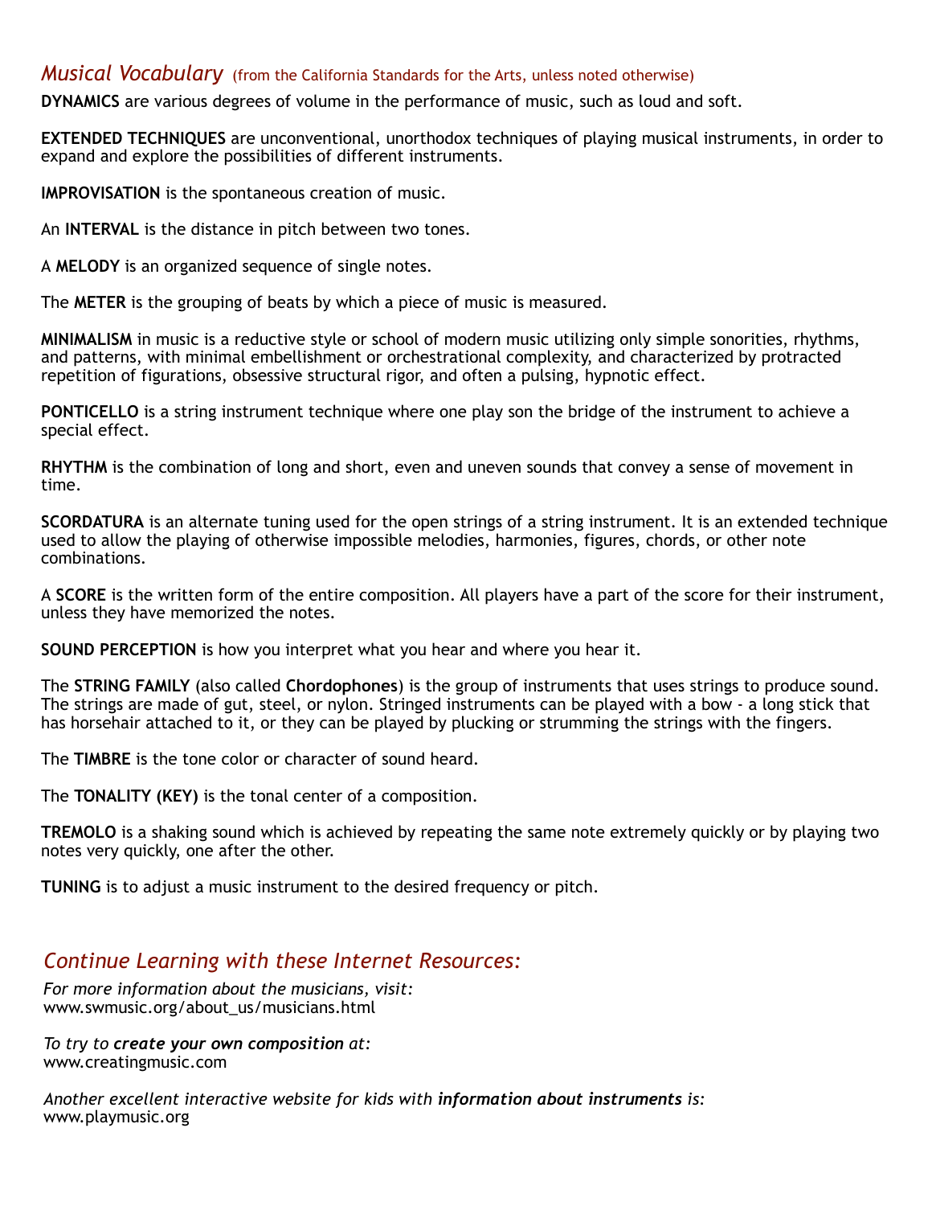## *Musical Vocabulary* (from the California Standards for the Arts, unless noted otherwise)

**DYNAMICS** are various degrees of volume in the performance of music, such as loud and soft.

**EXTENDED TECHNIQUES** are unconventional, unorthodox techniques of playing musical instruments, in order to expand and explore the possibilities of different instruments.

**IMPROVISATION** is the spontaneous creation of music.

An **INTERVAL** is the distance in pitch between two tones.

A **MELODY** is an organized sequence of single notes.

The **METER** is the grouping of beats by which a piece of music is measured.

**MINIMALISM** in music is a reductive style or school of modern music utilizing only simple sonorities, rhythms, and patterns, with minimal embellishment or orchestrational complexity, and characterized by protracted repetition of figurations, obsessive structural rigor, and often a pulsing, hypnotic effect.

**PONTICELLO** is a string instrument technique where one play son the bridge of the instrument to achieve a special effect.

**RHYTHM** is the combination of long and short, even and uneven sounds that convey a sense of movement in time.

**SCORDATURA** is an alternate tuning used for the open strings of a string instrument. It is an extended technique used to allow the playing of otherwise impossible melodies, harmonies, figures, chords, or other note combinations.

A **SCORE** is the written form of the entire composition. All players have a part of the score for their instrument, unless they have memorized the notes.

**SOUND PERCEPTION** is how you interpret what you hear and where you hear it.

The **STRING FAMILY** (also called **Chordophones**) is the group of instruments that uses strings to produce sound. The strings are made of gut, steel, or nylon. Stringed instruments can be played with a bow - a long stick that has horsehair attached to it, or they can be played by plucking or strumming the strings with the fingers.

The **TIMBRE** is the tone color or character of sound heard.

The **TONALITY (KEY)** is the tonal center of a composition.

**TREMOLO** is a shaking sound which is achieved by repeating the same note extremely quickly or by playing two notes very quickly, one after the other.

**TUNING** is to adjust a music instrument to the desired frequency or pitch.

## *Continue Learning with these Internet Resources:*

*For more information about the musicians, visit:*
www.swmusic.org/about_us/musicians.html

*To try to **create your own composition** at:*
www.creatingmusic.com

*Another excellent interactive website for kids with **information about instruments** is:*
www.playmusic.org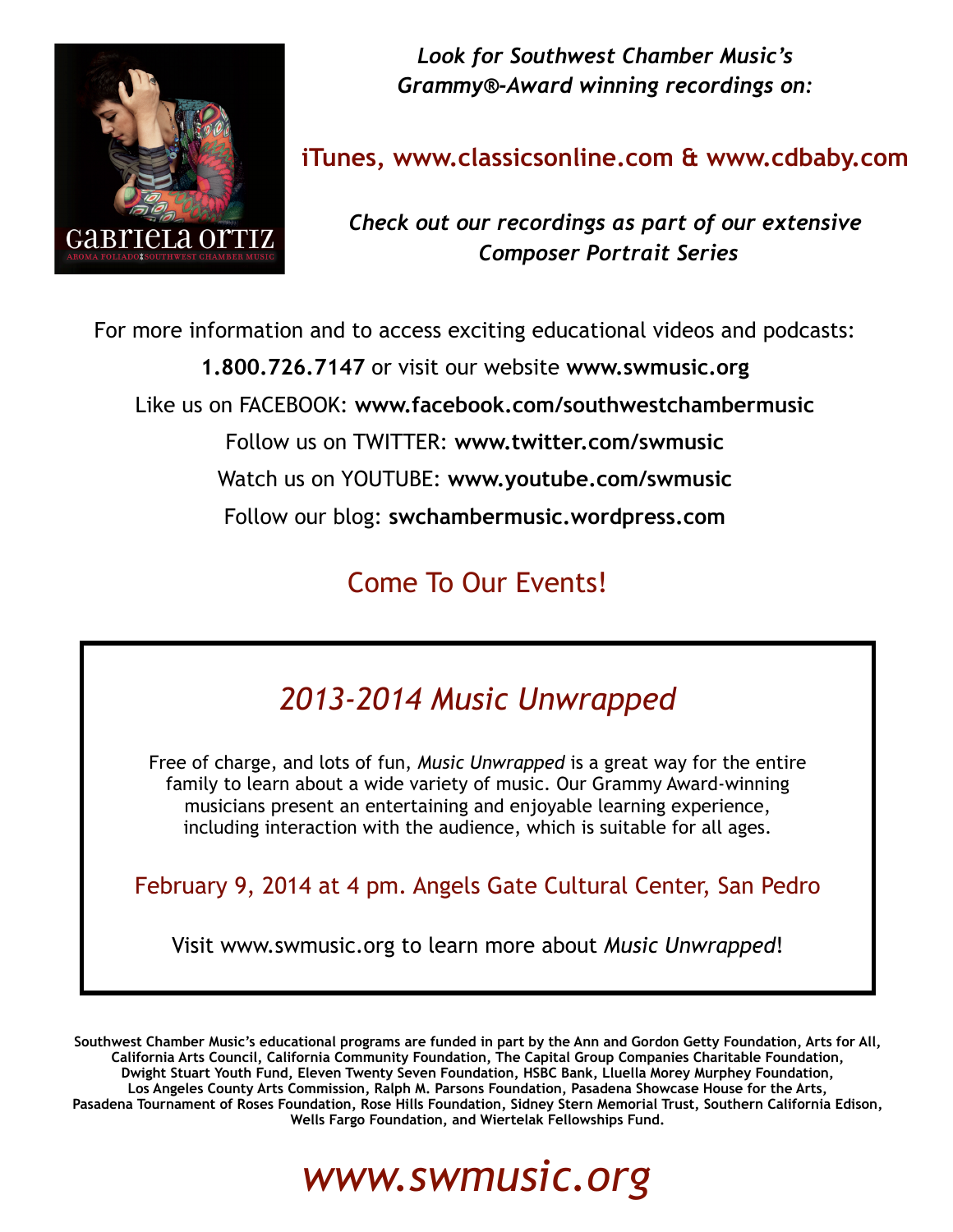*Look for Southwest Chamber Music's Grammy®-Award winning recordings on:*

**iTunes, www.classicsonline.com & www.cdbaby.com**

*Check out our recordings as part of our extensive Composer Portrait Series*

For more information and to access exciting educational videos and podcasts:

**1.800.726.7147** or visit our website **www.swmusic.org**

Like us on FACEBOOK: **www.facebook.com/southwestchambermusic**

Follow us on TWITTER: **www.twitter.com/swmusic**

Watch us on YOUTUBE: **www.youtube.com/swmusic**

Follow our blog: **swchambermusic.wordpress.com**

## Come To Our Events!

## *2013-2014 Music Unwrapped*

Free of charge, and lots of fun, *Music Unwrapped* is a great way for the entire family to learn about a wide variety of music. Our Grammy Award-winning musicians present an entertaining and enjoyable learning experience, including interaction with the audience, which is suitable for all ages.

February 9, 2014 at 4 pm. Angels Gate Cultural Center, San Pedro

Visit www.swmusic.org to learn more about *Music Unwrapped*!

**Southwest Chamber Music's educational programs are funded in part by the Ann and Gordon Getty Foundation, Arts for All, California Arts Council, California Community Foundation, The Capital Group Companies Charitable Foundation, Dwight Stuart Youth Fund, Eleven Twenty Seven Foundation, HSBC Bank, Lluella Morey Murphey Foundation, Los Angeles County Arts Commission, Ralph M. Parsons Foundation, Pasadena Showcase House for the Arts, Pasadena Tournament of Roses Foundation, Rose Hills Foundation, Sidney Stern Memorial Trust, Southern California Edison, Wells Fargo Foundation, and Wiertelak Fellowships Fund.**

# *www.swmusic.org*